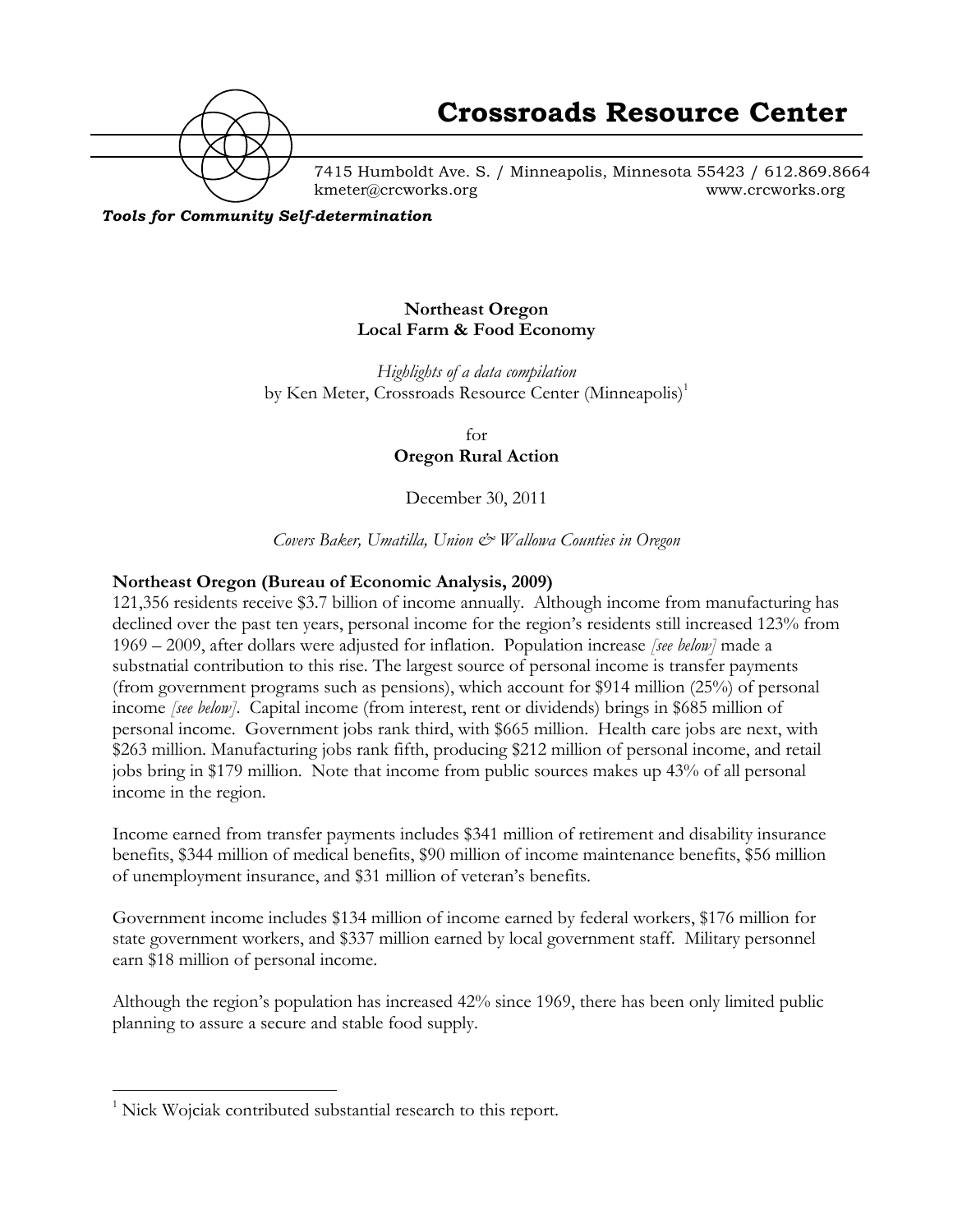# Crossroads Resource Center

7415 Humboldt Ave. S. / Minneapolis, Minnesota 55423 / 612.869.8664
kmeter@crcworks.org www.crcworks.org

***Tools for Community Self-determination***

**Northeast Oregon**
**Local Farm & Food Economy**

*Highlights of a data compilation*
by Ken Meter, Crossroads Resource Center (Minneapolis)[1]

for
**Oregon Rural Action**

December 30, 2011

*Covers Baker, Umatilla, Union & Wallowa Counties in Oregon*

**Northeast Oregon (Bureau of Economic Analysis, 2009)**

121,356 residents receive $3.7 billion of income annually. Although income from manufacturing has declined over the past ten years, personal income for the region's residents still increased 123% from 1969 – 2009, after dollars were adjusted for inflation. Population increase *[see below]* made a substnatial contribution to this rise. The largest source of personal income is transfer payments (from government programs such as pensions), which account for $914 million (25%) of personal income *[see below]*. Capital income (from interest, rent or dividends) brings in $685 million of personal income. Government jobs rank third, with $665 million. Health care jobs are next, with $263 million. Manufacturing jobs rank fifth, producing $212 million of personal income, and retail jobs bring in $179 million. Note that income from public sources makes up 43% of all personal income in the region.

Income earned from transfer payments includes $341 million of retirement and disability insurance benefits, $344 million of medical benefits, $90 million of income maintenance benefits, $56 million of unemployment insurance, and $31 million of veteran's benefits.

Government income includes $134 million of income earned by federal workers, $176 million for state government workers, and $337 million earned by local government staff. Military personnel earn $18 million of personal income.

Although the region's population has increased 42% since 1969, there has been only limited public planning to assure a secure and stable food supply.

[1] Nick Wojciak contributed substantial research to this report.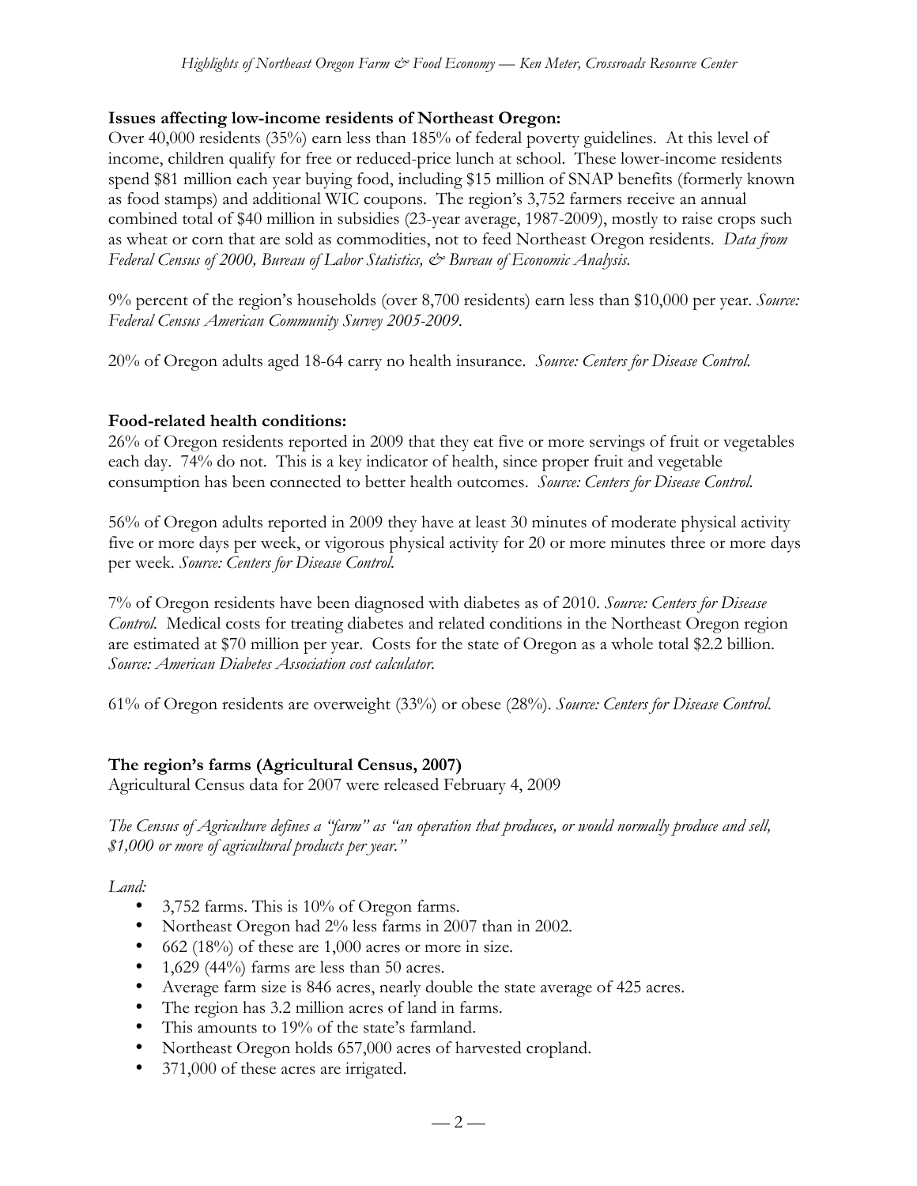**Issues affecting low-income residents of Northeast Oregon:**

Over 40,000 residents (35%) earn less than 185% of federal poverty guidelines. At this level of income, children qualify for free or reduced-price lunch at school. These lower-income residents spend $81 million each year buying food, including $15 million of SNAP benefits (formerly known as food stamps) and additional WIC coupons. The region's 3,752 farmers receive an annual combined total of $40 million in subsidies (23-year average, 1987-2009), mostly to raise crops such as wheat or corn that are sold as commodities, not to feed Northeast Oregon residents. *Data from Federal Census of 2000, Bureau of Labor Statistics, & Bureau of Economic Analysis.*

9% percent of the region's households (over 8,700 residents) earn less than $10,000 per year. *Source: Federal Census American Community Survey 2005-2009.*

20% of Oregon adults aged 18-64 carry no health insurance. *Source: Centers for Disease Control.*

**Food-related health conditions:**

26% of Oregon residents reported in 2009 that they eat five or more servings of fruit or vegetables each day. 74% do not. This is a key indicator of health, since proper fruit and vegetable consumption has been connected to better health outcomes. *Source: Centers for Disease Control.*

56% of Oregon adults reported in 2009 they have at least 30 minutes of moderate physical activity five or more days per week, or vigorous physical activity for 20 or more minutes three or more days per week. *Source: Centers for Disease Control.*

7% of Oregon residents have been diagnosed with diabetes as of 2010. *Source: Centers for Disease Control.* Medical costs for treating diabetes and related conditions in the Northeast Oregon region are estimated at $70 million per year. Costs for the state of Oregon as a whole total $2.2 billion. *Source: American Diabetes Association cost calculator.*

61% of Oregon residents are overweight (33%) or obese (28%). *Source: Centers for Disease Control.*

**The region's farms (Agricultural Census, 2007)**

Agricultural Census data for 2007 were released February 4, 2009

*The Census of Agriculture defines a "farm" as "an operation that produces, or would normally produce and sell, $1,000 or more of agricultural products per year."*

*Land:*

- 3,752 farms. This is 10% of Oregon farms.
- Northeast Oregon had 2% less farms in 2007 than in 2002.
- 662 (18%) of these are 1,000 acres or more in size.
- 1,629 (44%) farms are less than 50 acres.
- Average farm size is 846 acres, nearly double the state average of 425 acres.
- The region has 3.2 million acres of land in farms.
- This amounts to 19% of the state's farmland.
- Northeast Oregon holds 657,000 acres of harvested cropland.
- 371,000 of these acres are irrigated.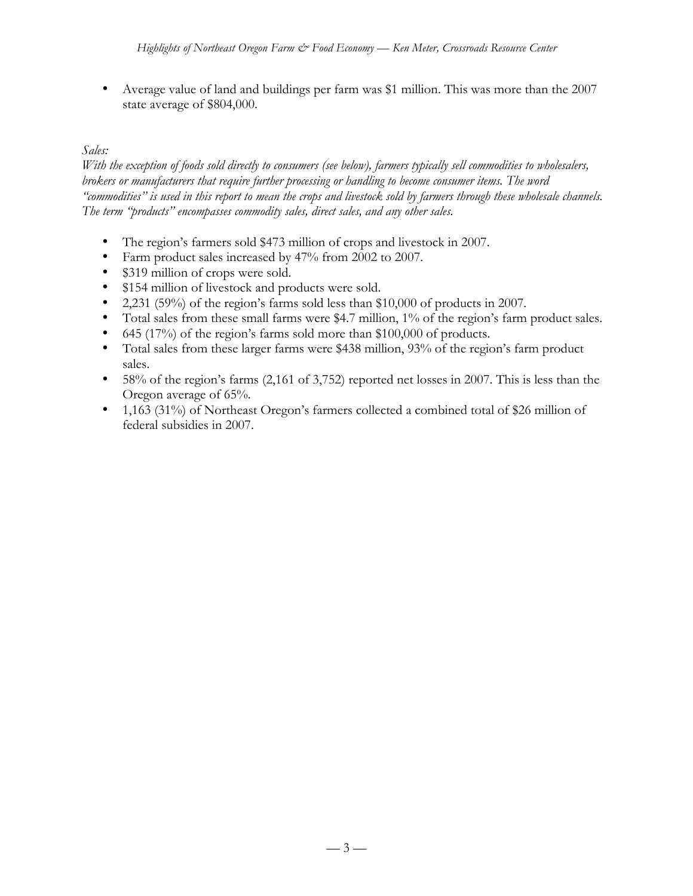- Average value of land and buildings per farm was $1 million. This was more than the 2007 state average of $804,000.

*Sales:*

*With the exception of foods sold directly to consumers (see below), farmers typically sell commodities to wholesalers, brokers or manufacturers that require further processing or handling to become consumer items. The word "commodities" is used in this report to mean the crops and livestock sold by farmers through these wholesale channels. The term "products" encompasses commodity sales, direct sales, and any other sales.*

- The region's farmers sold $473 million of crops and livestock in 2007.
- Farm product sales increased by 47% from 2002 to 2007.
- $319 million of crops were sold.
- $154 million of livestock and products were sold.
- 2,231 (59%) of the region's farms sold less than $10,000 of products in 2007.
- Total sales from these small farms were $4.7 million, 1% of the region's farm product sales.
- 645 (17%) of the region's farms sold more than $100,000 of products.
- Total sales from these larger farms were $438 million, 93% of the region's farm product sales.
- 58% of the region's farms (2,161 of 3,752) reported net losses in 2007. This is less than the Oregon average of 65%.
- 1,163 (31%) of Northeast Oregon's farmers collected a combined total of $26 million of federal subsidies in 2007.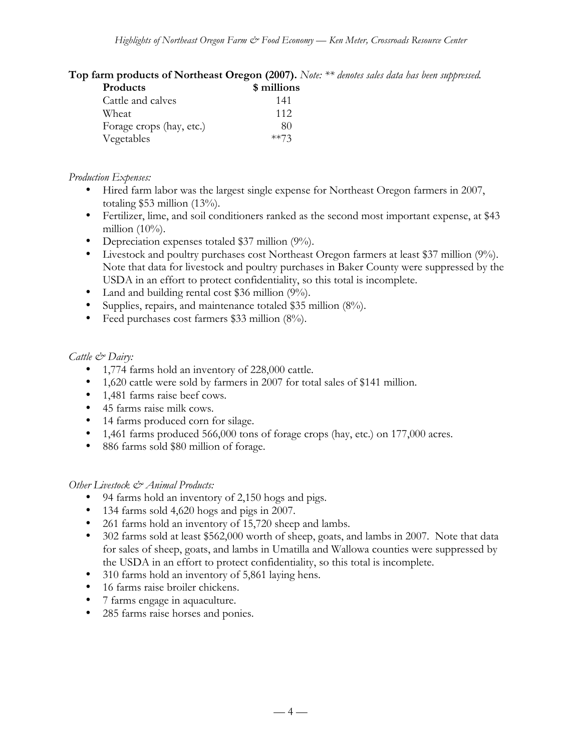**Top farm products of Northeast Oregon (2007).** *Note: ** denotes sales data has been suppressed.*

| Products | $ millions |
|---|---|
| Cattle and calves | 141 |
| Wheat | 112 |
| Forage crops (hay, etc.) | 80 |
| Vegetables | **73 |

*Production Expenses:*

- Hired farm labor was the largest single expense for Northeast Oregon farmers in 2007, totaling $53 million (13%).
- Fertilizer, lime, and soil conditioners ranked as the second most important expense, at $43 million (10%).
- Depreciation expenses totaled $37 million (9%).
- Livestock and poultry purchases cost Northeast Oregon farmers at least $37 million (9%). Note that data for livestock and poultry purchases in Baker County were suppressed by the USDA in an effort to protect confidentiality, so this total is incomplete.
- Land and building rental cost $36 million (9%).
- Supplies, repairs, and maintenance totaled $35 million (8%).
- Feed purchases cost farmers $33 million (8%).

*Cattle & Dairy:*

- 1,774 farms hold an inventory of 228,000 cattle.
- 1,620 cattle were sold by farmers in 2007 for total sales of $141 million.
- 1,481 farms raise beef cows.
- 45 farms raise milk cows.
- 14 farms produced corn for silage.
- 1,461 farms produced 566,000 tons of forage crops (hay, etc.) on 177,000 acres.
- 886 farms sold $80 million of forage.

*Other Livestock & Animal Products:*

- 94 farms hold an inventory of 2,150 hogs and pigs.
- 134 farms sold 4,620 hogs and pigs in 2007.
- 261 farms hold an inventory of 15,720 sheep and lambs.
- 302 farms sold at least $562,000 worth of sheep, goats, and lambs in 2007. Note that data for sales of sheep, goats, and lambs in Umatilla and Wallowa counties were suppressed by the USDA in an effort to protect confidentiality, so this total is incomplete.
- 310 farms hold an inventory of 5,861 laying hens.
- 16 farms raise broiler chickens.
- 7 farms engage in aquaculture.
- 285 farms raise horses and ponies.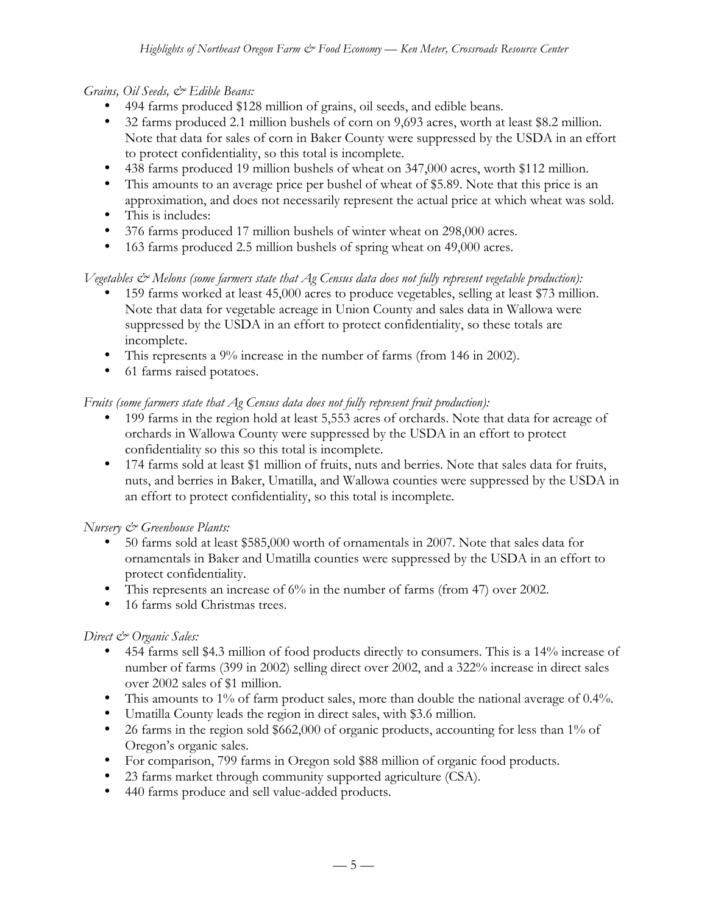*Grains, Oil Seeds, & Edible Beans:*

- 494 farms produced $128 million of grains, oil seeds, and edible beans.
- 32 farms produced 2.1 million bushels of corn on 9,693 acres, worth at least $8.2 million. Note that data for sales of corn in Baker County were suppressed by the USDA in an effort to protect confidentiality, so this total is incomplete.
- 438 farms produced 19 million bushels of wheat on 347,000 acres, worth $112 million.
- This amounts to an average price per bushel of wheat of $5.89. Note that this price is an approximation, and does not necessarily represent the actual price at which wheat was sold.
- This is includes:
- 376 farms produced 17 million bushels of winter wheat on 298,000 acres.
- 163 farms produced 2.5 million bushels of spring wheat on 49,000 acres.

*Vegetables & Melons (some farmers state that Ag Census data does not fully represent vegetable production):*

- 159 farms worked at least 45,000 acres to produce vegetables, selling at least $73 million. Note that data for vegetable acreage in Union County and sales data in Wallowa were suppressed by the USDA in an effort to protect confidentiality, so these totals are incomplete.
- This represents a 9% increase in the number of farms (from 146 in 2002).
- 61 farms raised potatoes.

*Fruits (some farmers state that Ag Census data does not fully represent fruit production):*

- 199 farms in the region hold at least 5,553 acres of orchards. Note that data for acreage of orchards in Wallowa County were suppressed by the USDA in an effort to protect confidentiality so this so this total is incomplete.
- 174 farms sold at least $1 million of fruits, nuts and berries. Note that sales data for fruits, nuts, and berries in Baker, Umatilla, and Wallowa counties were suppressed by the USDA in an effort to protect confidentiality, so this total is incomplete.

*Nursery & Greenhouse Plants:*

- 50 farms sold at least $585,000 worth of ornamentals in 2007. Note that sales data for ornamentals in Baker and Umatilla counties were suppressed by the USDA in an effort to protect confidentiality.
- This represents an increase of 6% in the number of farms (from 47) over 2002.
- 16 farms sold Christmas trees.

*Direct & Organic Sales:*

- 454 farms sell $4.3 million of food products directly to consumers. This is a 14% increase of number of farms (399 in 2002) selling direct over 2002, and a 322% increase in direct sales over 2002 sales of $1 million.
- This amounts to 1% of farm product sales, more than double the national average of 0.4%.
- Umatilla County leads the region in direct sales, with $3.6 million.
- 26 farms in the region sold $662,000 of organic products, accounting for less than 1% of Oregon's organic sales.
- For comparison, 799 farms in Oregon sold $88 million of organic food products.
- 23 farms market through community supported agriculture (CSA).
- 440 farms produce and sell value-added products.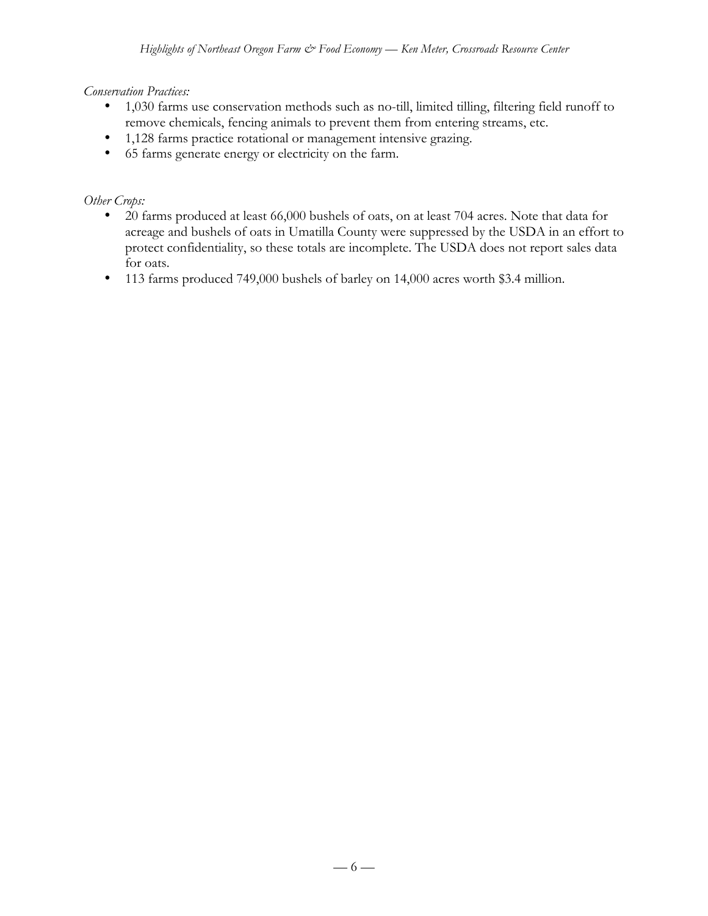*Conservation Practices:*

- 1,030 farms use conservation methods such as no-till, limited tilling, filtering field runoff to remove chemicals, fencing animals to prevent them from entering streams, etc.
- 1,128 farms practice rotational or management intensive grazing.
- 65 farms generate energy or electricity on the farm.

*Other Crops:*

- 20 farms produced at least 66,000 bushels of oats, on at least 704 acres. Note that data for acreage and bushels of oats in Umatilla County were suppressed by the USDA in an effort to protect confidentiality, so these totals are incomplete. The USDA does not report sales data for oats.
- 113 farms produced 749,000 bushels of barley on 14,000 acres worth $3.4 million.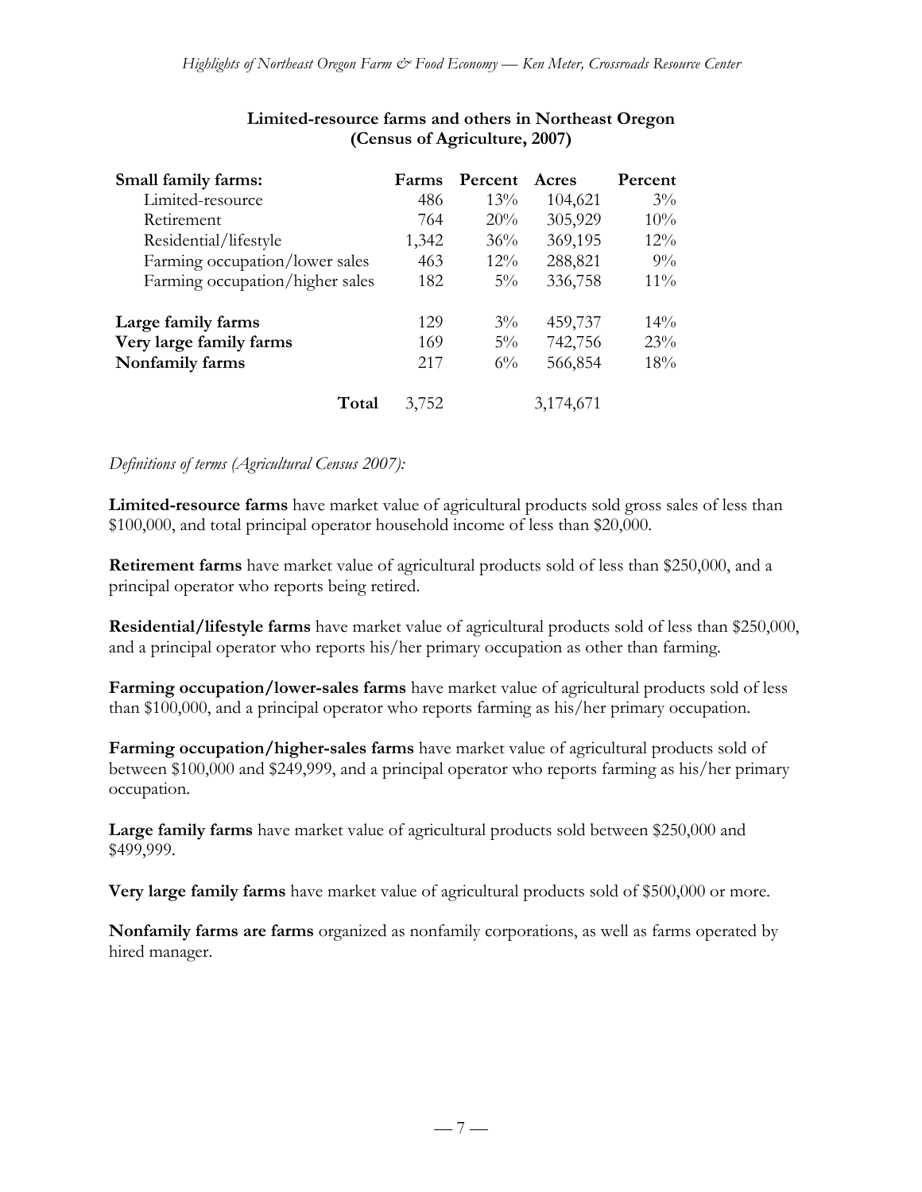**Limited-resource farms and others in Northeast Oregon (Census of Agriculture, 2007)**

| Small family farms: | Farms | Percent | Acres | Percent |
|---|---|---|---|---|
| Limited-resource | 486 | 13% | 104,621 | 3% |
| Retirement | 764 | 20% | 305,929 | 10% |
| Residential/lifestyle | 1,342 | 36% | 369,195 | 12% |
| Farming occupation/lower sales | 463 | 12% | 288,821 | 9% |
| Farming occupation/higher sales | 182 | 5% | 336,758 | 11% |
| **Large family farms** | 129 | 3% | 459,737 | 14% |
| **Very large family farms** | 169 | 5% | 742,756 | 23% |
| **Nonfamily farms** | 217 | 6% | 566,854 | 18% |
| **Total** | 3,752 | | 3,174,671 | |

*Definitions of terms (Agricultural Census 2007):*

**Limited-resource farms** have market value of agricultural products sold gross sales of less than $100,000, and total principal operator household income of less than $20,000.

**Retirement farms** have market value of agricultural products sold of less than $250,000, and a principal operator who reports being retired.

**Residential/lifestyle farms** have market value of agricultural products sold of less than $250,000, and a principal operator who reports his/her primary occupation as other than farming.

**Farming occupation/lower-sales farms** have market value of agricultural products sold of less than $100,000, and a principal operator who reports farming as his/her primary occupation.

**Farming occupation/higher-sales farms** have market value of agricultural products sold of between $100,000 and $249,999, and a principal operator who reports farming as his/her primary occupation.

**Large family farms** have market value of agricultural products sold between $250,000 and $499,999.

**Very large family farms** have market value of agricultural products sold of $500,000 or more.

**Nonfamily farms are farms** organized as nonfamily corporations, as well as farms operated by hired manager.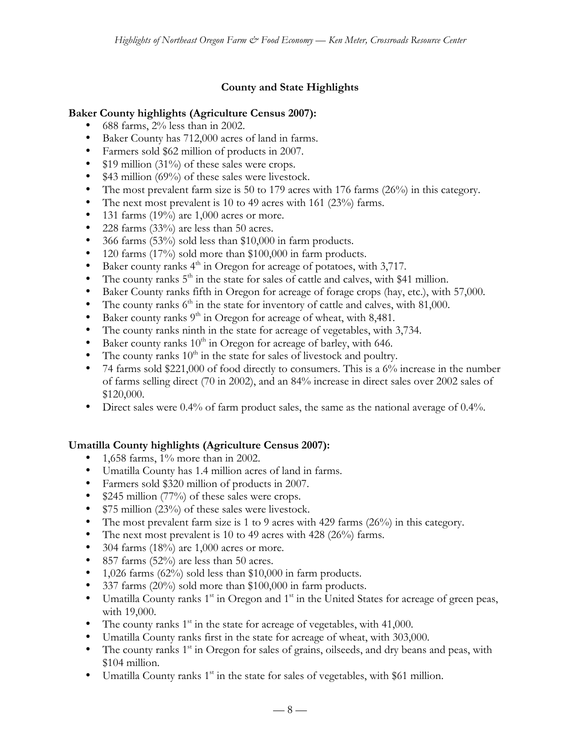## County and State Highlights

**Baker County highlights (Agriculture Census 2007):**

- 688 farms, 2% less than in 2002.
- Baker County has 712,000 acres of land in farms.
- Farmers sold $62 million of products in 2007.
- $19 million (31%) of these sales were crops.
- $43 million (69%) of these sales were livestock.
- The most prevalent farm size is 50 to 179 acres with 176 farms (26%) in this category.
- The next most prevalent is 10 to 49 acres with 161 (23%) farms.
- 131 farms (19%) are 1,000 acres or more.
- 228 farms (33%) are less than 50 acres.
- 366 farms (53%) sold less than $10,000 in farm products.
- 120 farms (17%) sold more than $100,000 in farm products.
- Baker county ranks 4th in Oregon for acreage of potatoes, with 3,717.
- The county ranks 5th in the state for sales of cattle and calves, with $41 million.
- Baker County ranks fifth in Oregon for acreage of forage crops (hay, etc.), with 57,000.
- The county ranks 6th in the state for inventory of cattle and calves, with 81,000.
- Baker county ranks 9th in Oregon for acreage of wheat, with 8,481.
- The county ranks ninth in the state for acreage of vegetables, with 3,734.
- Baker county ranks 10th in Oregon for acreage of barley, with 646.
- The county ranks 10th in the state for sales of livestock and poultry.
- 74 farms sold $221,000 of food directly to consumers. This is a 6% increase in the number of farms selling direct (70 in 2002), and an 84% increase in direct sales over 2002 sales of $120,000.
- Direct sales were 0.4% of farm product sales, the same as the national average of 0.4%.

**Umatilla County highlights (Agriculture Census 2007):**

- 1,658 farms, 1% more than in 2002.
- Umatilla County has 1.4 million acres of land in farms.
- Farmers sold $320 million of products in 2007.
- $245 million (77%) of these sales were crops.
- $75 million (23%) of these sales were livestock.
- The most prevalent farm size is 1 to 9 acres with 429 farms (26%) in this category.
- The next most prevalent is 10 to 49 acres with 428 (26%) farms.
- 304 farms (18%) are 1,000 acres or more.
- 857 farms (52%) are less than 50 acres.
- 1,026 farms (62%) sold less than $10,000 in farm products.
- 337 farms (20%) sold more than $100,000 in farm products.
- Umatilla County ranks 1st in Oregon and 1st in the United States for acreage of green peas, with 19,000.
- The county ranks 1st in the state for acreage of vegetables, with 41,000.
- Umatilla County ranks first in the state for acreage of wheat, with 303,000.
- The county ranks 1st in Oregon for sales of grains, oilseeds, and dry beans and peas, with $104 million.
- Umatilla County ranks 1st in the state for sales of vegetables, with $61 million.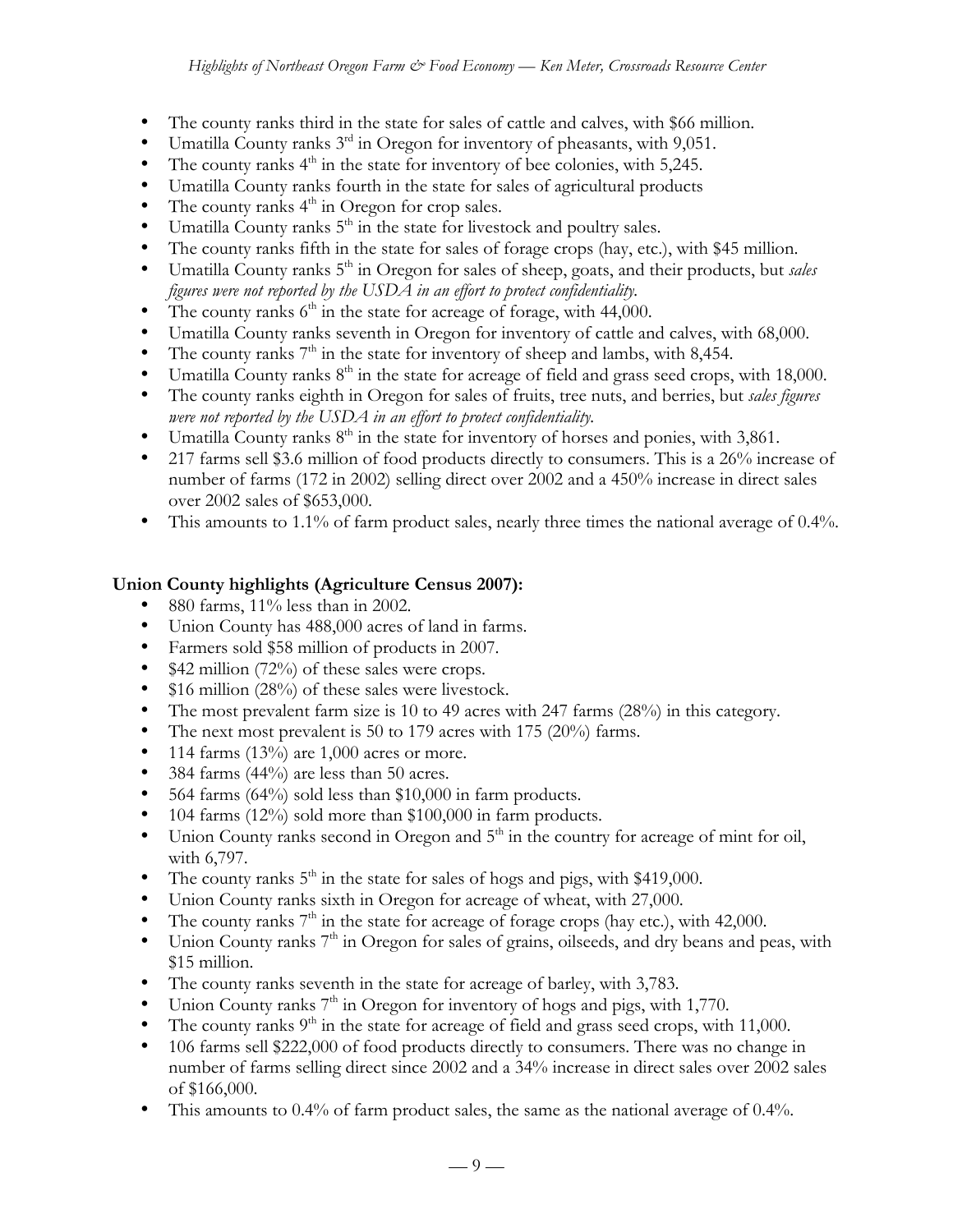- The county ranks third in the state for sales of cattle and calves, with $66 million.
- Umatilla County ranks 3rd in Oregon for inventory of pheasants, with 9,051.
- The county ranks 4th in the state for inventory of bee colonies, with 5,245.
- Umatilla County ranks fourth in the state for sales of agricultural products
- The county ranks 4th in Oregon for crop sales.
- Umatilla County ranks 5th in the state for livestock and poultry sales.
- The county ranks fifth in the state for sales of forage crops (hay, etc.), with $45 million.
- Umatilla County ranks 5th in Oregon for sales of sheep, goats, and their products, but *sales figures were not reported by the USDA in an effort to protect confidentiality.*
- The county ranks 6th in the state for acreage of forage, with 44,000.
- Umatilla County ranks seventh in Oregon for inventory of cattle and calves, with 68,000.
- The county ranks 7th in the state for inventory of sheep and lambs, with 8,454.
- Umatilla County ranks 8th in the state for acreage of field and grass seed crops, with 18,000.
- The county ranks eighth in Oregon for sales of fruits, tree nuts, and berries, but *sales figures were not reported by the USDA in an effort to protect confidentiality.*
- Umatilla County ranks 8th in the state for inventory of horses and ponies, with 3,861.
- 217 farms sell $3.6 million of food products directly to consumers. This is a 26% increase of number of farms (172 in 2002) selling direct over 2002 and a 450% increase in direct sales over 2002 sales of $653,000.
- This amounts to 1.1% of farm product sales, nearly three times the national average of 0.4%.

**Union County highlights (Agriculture Census 2007):**

- 880 farms, 11% less than in 2002.
- Union County has 488,000 acres of land in farms.
- Farmers sold $58 million of products in 2007.
- $42 million (72%) of these sales were crops.
- $16 million (28%) of these sales were livestock.
- The most prevalent farm size is 10 to 49 acres with 247 farms (28%) in this category.
- The next most prevalent is 50 to 179 acres with 175 (20%) farms.
- 114 farms (13%) are 1,000 acres or more.
- 384 farms (44%) are less than 50 acres.
- 564 farms (64%) sold less than $10,000 in farm products.
- 104 farms (12%) sold more than $100,000 in farm products.
- Union County ranks second in Oregon and 5th in the country for acreage of mint for oil, with 6,797.
- The county ranks 5th in the state for sales of hogs and pigs, with $419,000.
- Union County ranks sixth in Oregon for acreage of wheat, with 27,000.
- The county ranks 7th in the state for acreage of forage crops (hay etc.), with 42,000.
- Union County ranks 7th in Oregon for sales of grains, oilseeds, and dry beans and peas, with $15 million.
- The county ranks seventh in the state for acreage of barley, with 3,783.
- Union County ranks 7th in Oregon for inventory of hogs and pigs, with 1,770.
- The county ranks 9th in the state for acreage of field and grass seed crops, with 11,000.
- 106 farms sell $222,000 of food products directly to consumers. There was no change in number of farms selling direct since 2002 and a 34% increase in direct sales over 2002 sales of $166,000.
- This amounts to 0.4% of farm product sales, the same as the national average of 0.4%.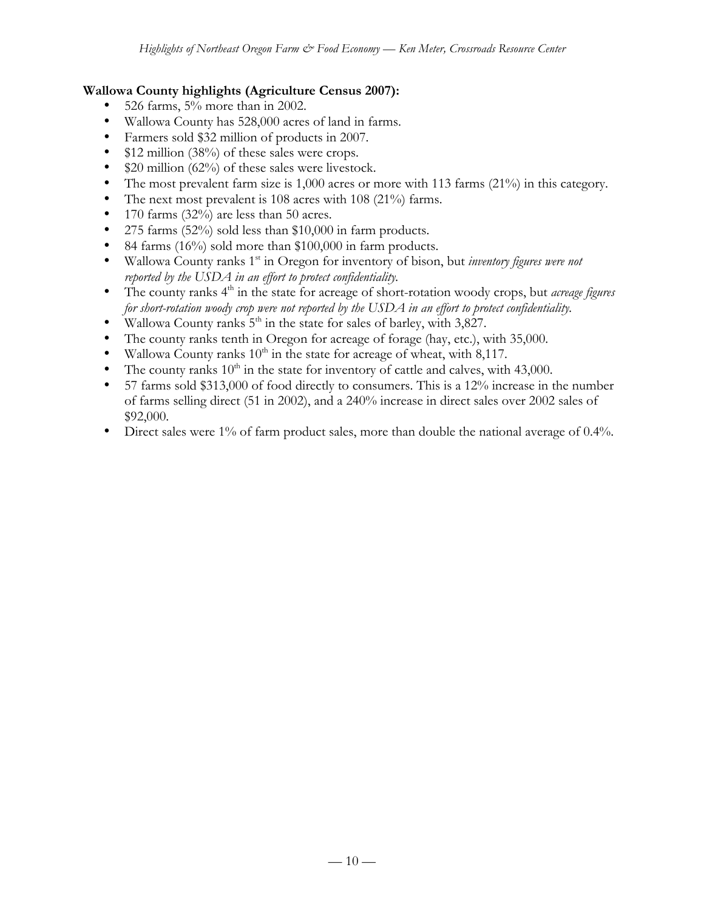**Wallowa County highlights (Agriculture Census 2007):**

- 526 farms, 5% more than in 2002.
- Wallowa County has 528,000 acres of land in farms.
- Farmers sold $32 million of products in 2007.
- $12 million (38%) of these sales were crops.
- $20 million (62%) of these sales were livestock.
- The most prevalent farm size is 1,000 acres or more with 113 farms (21%) in this category.
- The next most prevalent is 108 acres with 108 (21%) farms.
- 170 farms (32%) are less than 50 acres.
- 275 farms (52%) sold less than $10,000 in farm products.
- 84 farms (16%) sold more than $100,000 in farm products.
- Wallowa County ranks 1st in Oregon for inventory of bison, but *inventory figures were not reported by the USDA in an effort to protect confidentiality.*
- The county ranks 4th in the state for acreage of short-rotation woody crops, but *acreage figures for short-rotation woody crop were not reported by the USDA in an effort to protect confidentiality.*
- Wallowa County ranks 5th in the state for sales of barley, with 3,827.
- The county ranks tenth in Oregon for acreage of forage (hay, etc.), with 35,000.
- Wallowa County ranks 10th in the state for acreage of wheat, with 8,117.
- The county ranks 10th in the state for inventory of cattle and calves, with 43,000.
- 57 farms sold $313,000 of food directly to consumers. This is a 12% increase in the number of farms selling direct (51 in 2002), and a 240% increase in direct sales over 2002 sales of $92,000.
- Direct sales were 1% of farm product sales, more than double the national average of 0.4%.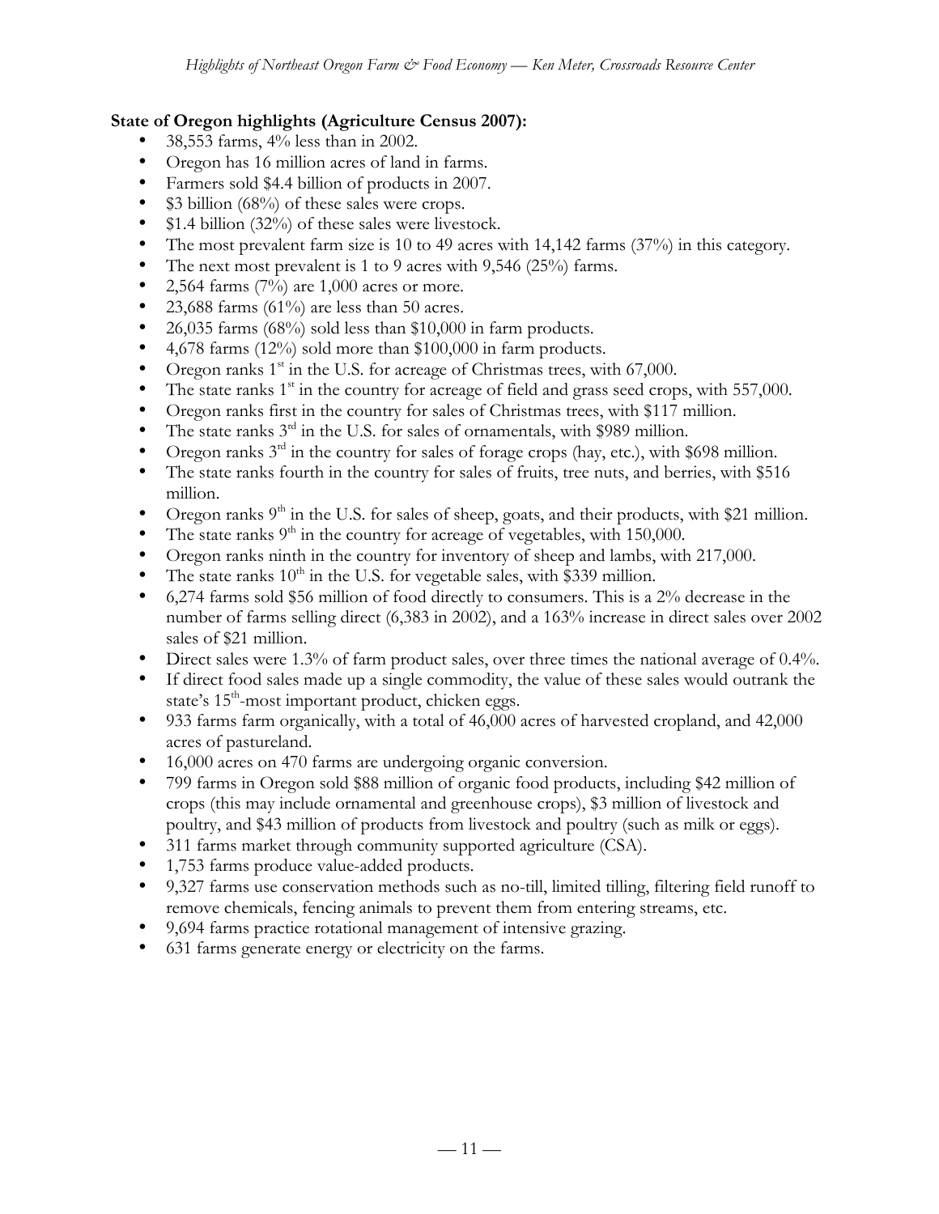**State of Oregon highlights (Agriculture Census 2007):**

- 38,553 farms, 4% less than in 2002.
- Oregon has 16 million acres of land in farms.
- Farmers sold \$4.4 billion of products in 2007.
- \$3 billion (68%) of these sales were crops.
- \$1.4 billion (32%) of these sales were livestock.
- The most prevalent farm size is 10 to 49 acres with 14,142 farms (37%) in this category.
- The next most prevalent is 1 to 9 acres with 9,546 (25%) farms.
- 2,564 farms (7%) are 1,000 acres or more.
- 23,688 farms (61%) are less than 50 acres.
- 26,035 farms (68%) sold less than \$10,000 in farm products.
- 4,678 farms (12%) sold more than \$100,000 in farm products.
- Oregon ranks 1st in the U.S. for acreage of Christmas trees, with 67,000.
- The state ranks 1st in the country for acreage of field and grass seed crops, with 557,000.
- Oregon ranks first in the country for sales of Christmas trees, with \$117 million.
- The state ranks 3rd in the U.S. for sales of ornamentals, with \$989 million.
- Oregon ranks 3rd in the country for sales of forage crops (hay, etc.), with \$698 million.
- The state ranks fourth in the country for sales of fruits, tree nuts, and berries, with \$516 million.
- Oregon ranks 9th in the U.S. for sales of sheep, goats, and their products, with \$21 million.
- The state ranks 9th in the country for acreage of vegetables, with 150,000.
- Oregon ranks ninth in the country for inventory of sheep and lambs, with 217,000.
- The state ranks 10th in the U.S. for vegetable sales, with \$339 million.
- 6,274 farms sold \$56 million of food directly to consumers. This is a 2% decrease in the number of farms selling direct (6,383 in 2002), and a 163% increase in direct sales over 2002 sales of \$21 million.
- Direct sales were 1.3% of farm product sales, over three times the national average of 0.4%.
- If direct food sales made up a single commodity, the value of these sales would outrank the state's 15th-most important product, chicken eggs.
- 933 farms farm organically, with a total of 46,000 acres of harvested cropland, and 42,000 acres of pastureland.
- 16,000 acres on 470 farms are undergoing organic conversion.
- 799 farms in Oregon sold \$88 million of organic food products, including \$42 million of crops (this may include ornamental and greenhouse crops), \$3 million of livestock and poultry, and \$43 million of products from livestock and poultry (such as milk or eggs).
- 311 farms market through community supported agriculture (CSA).
- 1,753 farms produce value-added products.
- 9,327 farms use conservation methods such as no-till, limited tilling, filtering field runoff to remove chemicals, fencing animals to prevent them from entering streams, etc.
- 9,694 farms practice rotational management of intensive grazing.
- 631 farms generate energy or electricity on the farms.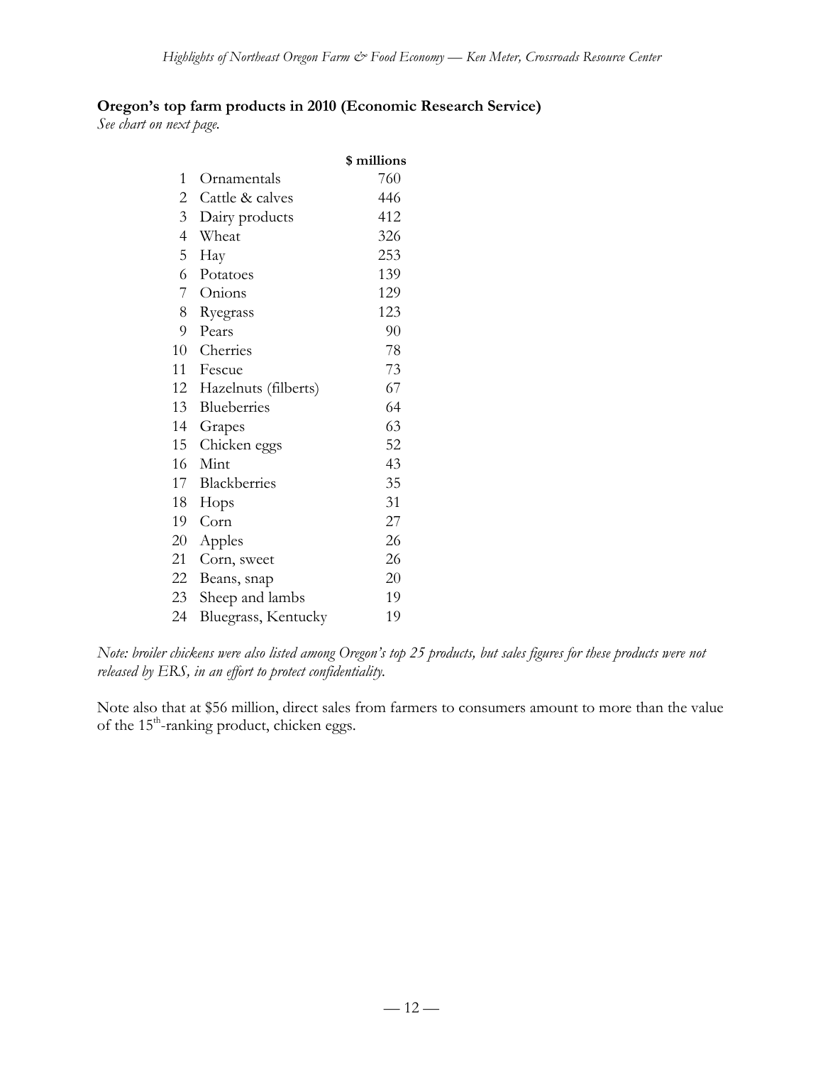**Oregon's top farm products in 2010 (Economic Research Service)**

*See chart on next page.*

| | | $ millions |
|---|---|---|
| 1 | Ornamentals | 760 |
| 2 | Cattle & calves | 446 |
| 3 | Dairy products | 412 |
| 4 | Wheat | 326 |
| 5 | Hay | 253 |
| 6 | Potatoes | 139 |
| 7 | Onions | 129 |
| 8 | Ryegrass | 123 |
| 9 | Pears | 90 |
| 10 | Cherries | 78 |
| 11 | Fescue | 73 |
| 12 | Hazelnuts (filberts) | 67 |
| 13 | Blueberries | 64 |
| 14 | Grapes | 63 |
| 15 | Chicken eggs | 52 |
| 16 | Mint | 43 |
| 17 | Blackberries | 35 |
| 18 | Hops | 31 |
| 19 | Corn | 27 |
| 20 | Apples | 26 |
| 21 | Corn, sweet | 26 |
| 22 | Beans, snap | 20 |
| 23 | Sheep and lambs | 19 |
| 24 | Bluegrass, Kentucky | 19 |

*Note: broiler chickens were also listed among Oregon's top 25 products, but sales figures for these products were not released by ERS, in an effort to protect confidentiality.*

Note also that at $56 million, direct sales from farmers to consumers amount to more than the value of the 15th-ranking product, chicken eggs.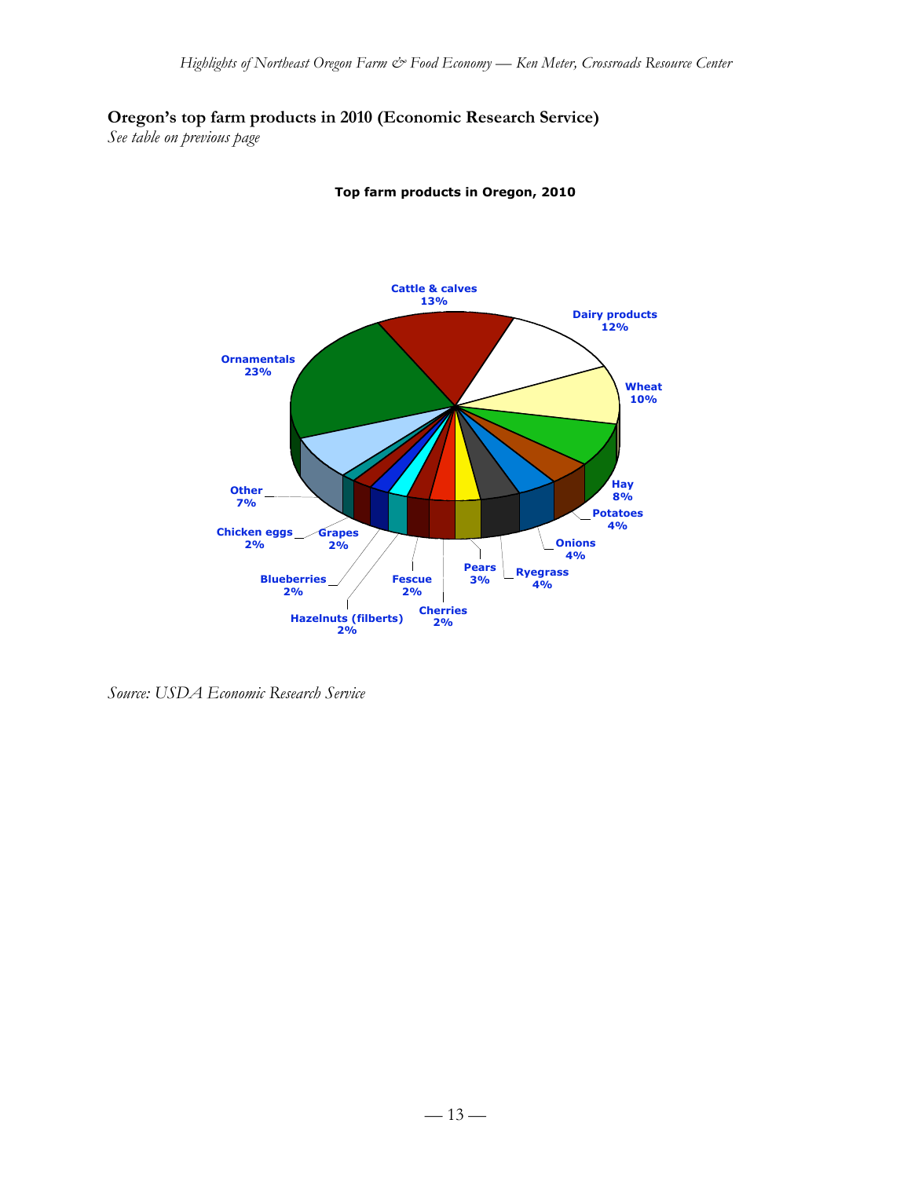**Oregon's top farm products in 2010 (Economic Research Service)**

*See table on previous page*

**Top farm products in Oregon, 2010**

Ornamentals 23%
Cattle & calves 13%
Dairy products 12%
Wheat 10%
Hay 8%
Potatoes 4%
Onions 4%
Ryegrass 4%
Pears 3%
Cherries 2%
Fescue 2%
Hazelnuts (filberts) 2%
Blueberries 2%
Grapes 2%
Chicken eggs 2%
Other 7%

*Source: USDA Economic Research Service*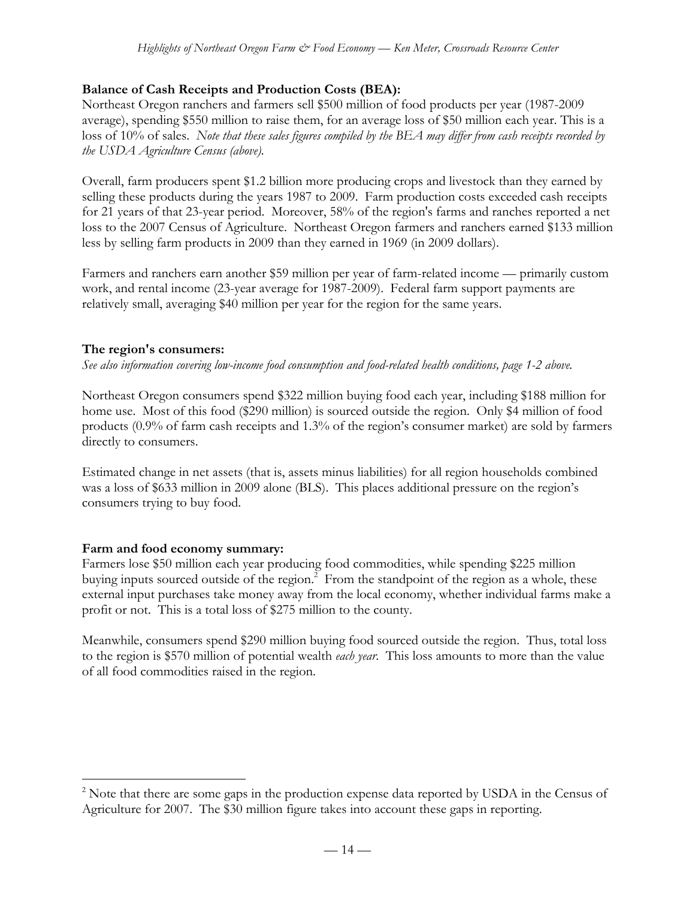**Balance of Cash Receipts and Production Costs (BEA):**

Northeast Oregon ranchers and farmers sell $500 million of food products per year (1987-2009 average), spending $550 million to raise them, for an average loss of $50 million each year. This is a loss of 10% of sales. *Note that these sales figures compiled by the BEA may differ from cash receipts recorded by the USDA Agriculture Census (above).*

Overall, farm producers spent $1.2 billion more producing crops and livestock than they earned by selling these products during the years 1987 to 2009. Farm production costs exceeded cash receipts for 21 years of that 23-year period. Moreover, 58% of the region's farms and ranches reported a net loss to the 2007 Census of Agriculture. Northeast Oregon farmers and ranchers earned $133 million less by selling farm products in 2009 than they earned in 1969 (in 2009 dollars).

Farmers and ranchers earn another $59 million per year of farm-related income — primarily custom work, and rental income (23-year average for 1987-2009). Federal farm support payments are relatively small, averaging $40 million per year for the region for the same years.

**The region's consumers:**

*See also information covering low-income food consumption and food-related health conditions, page 1-2 above.*

Northeast Oregon consumers spend $322 million buying food each year, including $188 million for home use. Most of this food ($290 million) is sourced outside the region. Only $4 million of food products (0.9% of farm cash receipts and 1.3% of the region's consumer market) are sold by farmers directly to consumers.

Estimated change in net assets (that is, assets minus liabilities) for all region households combined was a loss of $633 million in 2009 alone (BLS). This places additional pressure on the region's consumers trying to buy food.

**Farm and food economy summary:**

Farmers lose $50 million each year producing food commodities, while spending $225 million buying inputs sourced outside of the region.[2] From the standpoint of the region as a whole, these external input purchases take money away from the local economy, whether individual farms make a profit or not. This is a total loss of $275 million to the county.

Meanwhile, consumers spend $290 million buying food sourced outside the region. Thus, total loss to the region is $570 million of potential wealth *each year*. This loss amounts to more than the value of all food commodities raised in the region.

[2] Note that there are some gaps in the production expense data reported by USDA in the Census of Agriculture for 2007. The $30 million figure takes into account these gaps in reporting.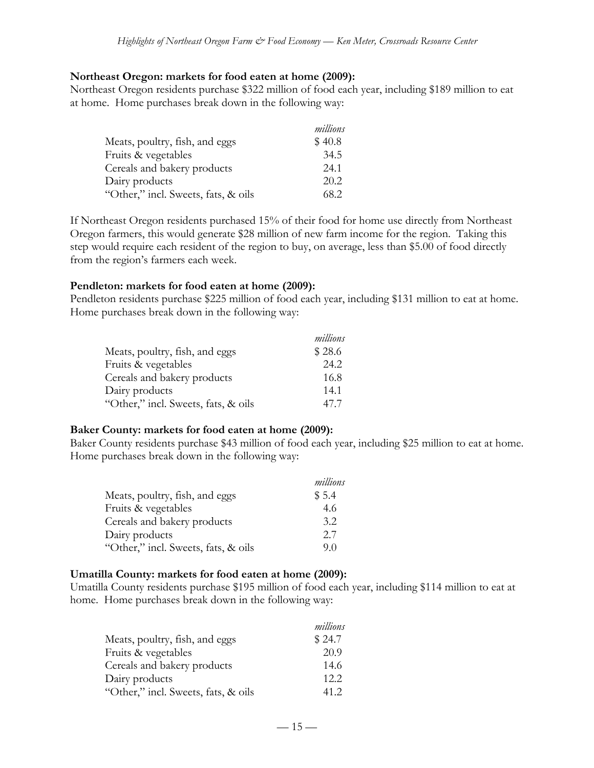**Northeast Oregon: markets for food eaten at home (2009):**

Northeast Oregon residents purchase $322 million of food each year, including $189 million to eat at home. Home purchases break down in the following way:

| | *millions* |
|---|---|
| Meats, poultry, fish, and eggs | $ 40.8 |
| Fruits & vegetables | 34.5 |
| Cereals and bakery products | 24.1 |
| Dairy products | 20.2 |
| "Other," incl. Sweets, fats, & oils | 68.2 |

If Northeast Oregon residents purchased 15% of their food for home use directly from Northeast Oregon farmers, this would generate $28 million of new farm income for the region. Taking this step would require each resident of the region to buy, on average, less than $5.00 of food directly from the region's farmers each week.

**Pendleton: markets for food eaten at home (2009):**

Pendleton residents purchase $225 million of food each year, including $131 million to eat at home. Home purchases break down in the following way:

| | *millions* |
|---|---|
| Meats, poultry, fish, and eggs | $ 28.6 |
| Fruits & vegetables | 24.2 |
| Cereals and bakery products | 16.8 |
| Dairy products | 14.1 |
| "Other," incl. Sweets, fats, & oils | 47.7 |

**Baker County: markets for food eaten at home (2009):**

Baker County residents purchase $43 million of food each year, including $25 million to eat at home. Home purchases break down in the following way:

| | *millions* |
|---|---|
| Meats, poultry, fish, and eggs | $ 5.4 |
| Fruits & vegetables | 4.6 |
| Cereals and bakery products | 3.2 |
| Dairy products | 2.7 |
| "Other," incl. Sweets, fats, & oils | 9.0 |

**Umatilla County: markets for food eaten at home (2009):**

Umatilla County residents purchase $195 million of food each year, including $114 million to eat at home. Home purchases break down in the following way:

| | *millions* |
|---|---|
| Meats, poultry, fish, and eggs | $ 24.7 |
| Fruits & vegetables | 20.9 |
| Cereals and bakery products | 14.6 |
| Dairy products | 12.2 |
| "Other," incl. Sweets, fats, & oils | 41.2 |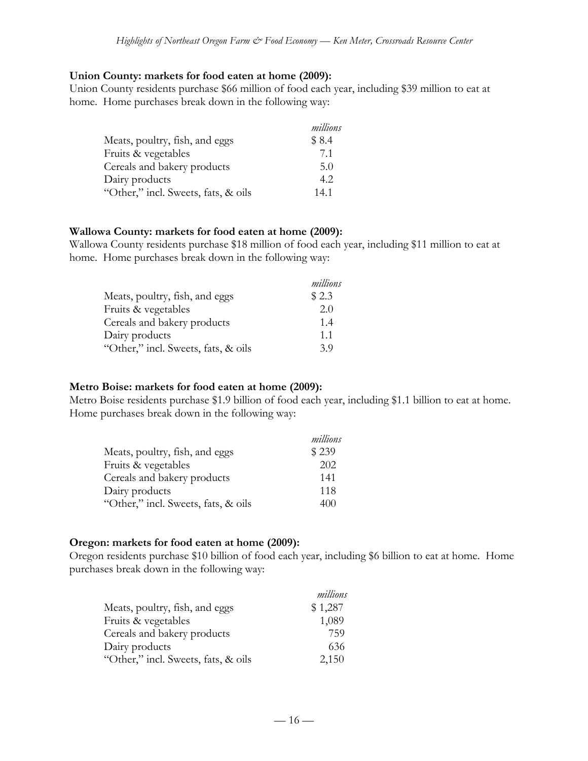**Union County: markets for food eaten at home (2009):**

Union County residents purchase $66 million of food each year, including $39 million to eat at home. Home purchases break down in the following way:

| | *millions* |
|---|---|
| Meats, poultry, fish, and eggs | $ 8.4 |
| Fruits & vegetables | 7.1 |
| Cereals and bakery products | 5.0 |
| Dairy products | 4.2 |
| "Other," incl. Sweets, fats, & oils | 14.1 |

**Wallowa County: markets for food eaten at home (2009):**

Wallowa County residents purchase $18 million of food each year, including $11 million to eat at home. Home purchases break down in the following way:

| | *millions* |
|---|---|
| Meats, poultry, fish, and eggs | $ 2.3 |
| Fruits & vegetables | 2.0 |
| Cereals and bakery products | 1.4 |
| Dairy products | 1.1 |
| "Other," incl. Sweets, fats, & oils | 3.9 |

**Metro Boise: markets for food eaten at home (2009):**

Metro Boise residents purchase $1.9 billion of food each year, including $1.1 billion to eat at home. Home purchases break down in the following way:

| | *millions* |
|---|---|
| Meats, poultry, fish, and eggs | $ 239 |
| Fruits & vegetables | 202 |
| Cereals and bakery products | 141 |
| Dairy products | 118 |
| "Other," incl. Sweets, fats, & oils | 400 |

**Oregon: markets for food eaten at home (2009):**

Oregon residents purchase $10 billion of food each year, including $6 billion to eat at home. Home purchases break down in the following way:

| | *millions* |
|---|---|
| Meats, poultry, fish, and eggs | $ 1,287 |
| Fruits & vegetables | 1,089 |
| Cereals and bakery products | 759 |
| Dairy products | 636 |
| "Other," incl. Sweets, fats, & oils | 2,150 |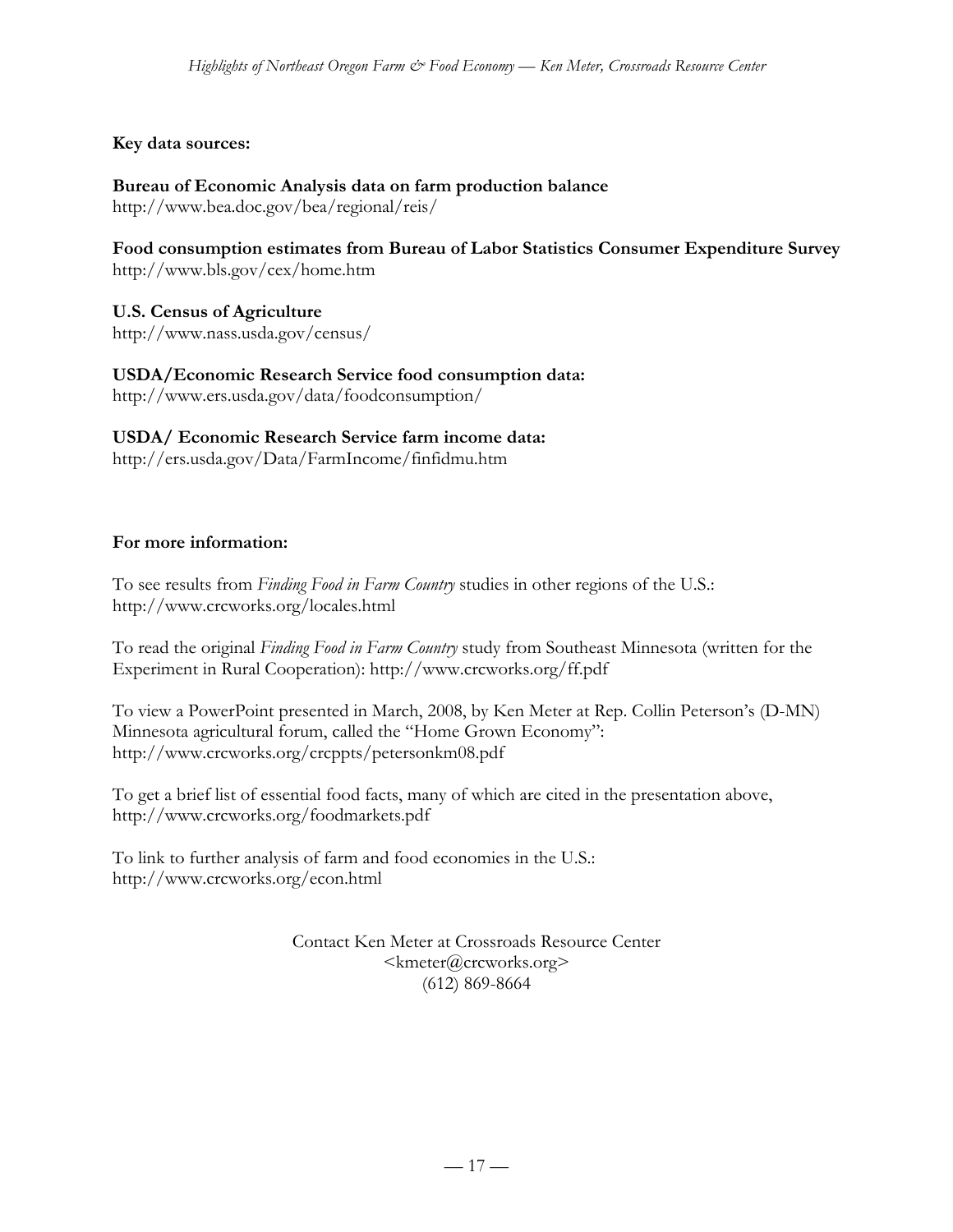**Key data sources:**

**Bureau of Economic Analysis data on farm production balance**
http://www.bea.doc.gov/bea/regional/reis/

**Food consumption estimates from Bureau of Labor Statistics Consumer Expenditure Survey**
http://www.bls.gov/cex/home.htm

**U.S. Census of Agriculture**
http://www.nass.usda.gov/census/

**USDA/Economic Research Service food consumption data:**
http://www.ers.usda.gov/data/foodconsumption/

**USDA/ Economic Research Service farm income data:**
http://ers.usda.gov/Data/FarmIncome/finfidmu.htm

**For more information:**

To see results from *Finding Food in Farm Country* studies in other regions of the U.S.: http://www.crcworks.org/locales.html

To read the original *Finding Food in Farm Country* study from Southeast Minnesota (written for the Experiment in Rural Cooperation): http://www.crcworks.org/ff.pdf

To view a PowerPoint presented in March, 2008, by Ken Meter at Rep. Collin Peterson's (D-MN) Minnesota agricultural forum, called the "Home Grown Economy": http://www.crcworks.org/crcppts/petersonkm08.pdf

To get a brief list of essential food facts, many of which are cited in the presentation above, http://www.crcworks.org/foodmarkets.pdf

To link to further analysis of farm and food economies in the U.S.: http://www.crcworks.org/econ.html

Contact Ken Meter at Crossroads Resource Center
<kmeter@crcworks.org>
(612) 869-8664